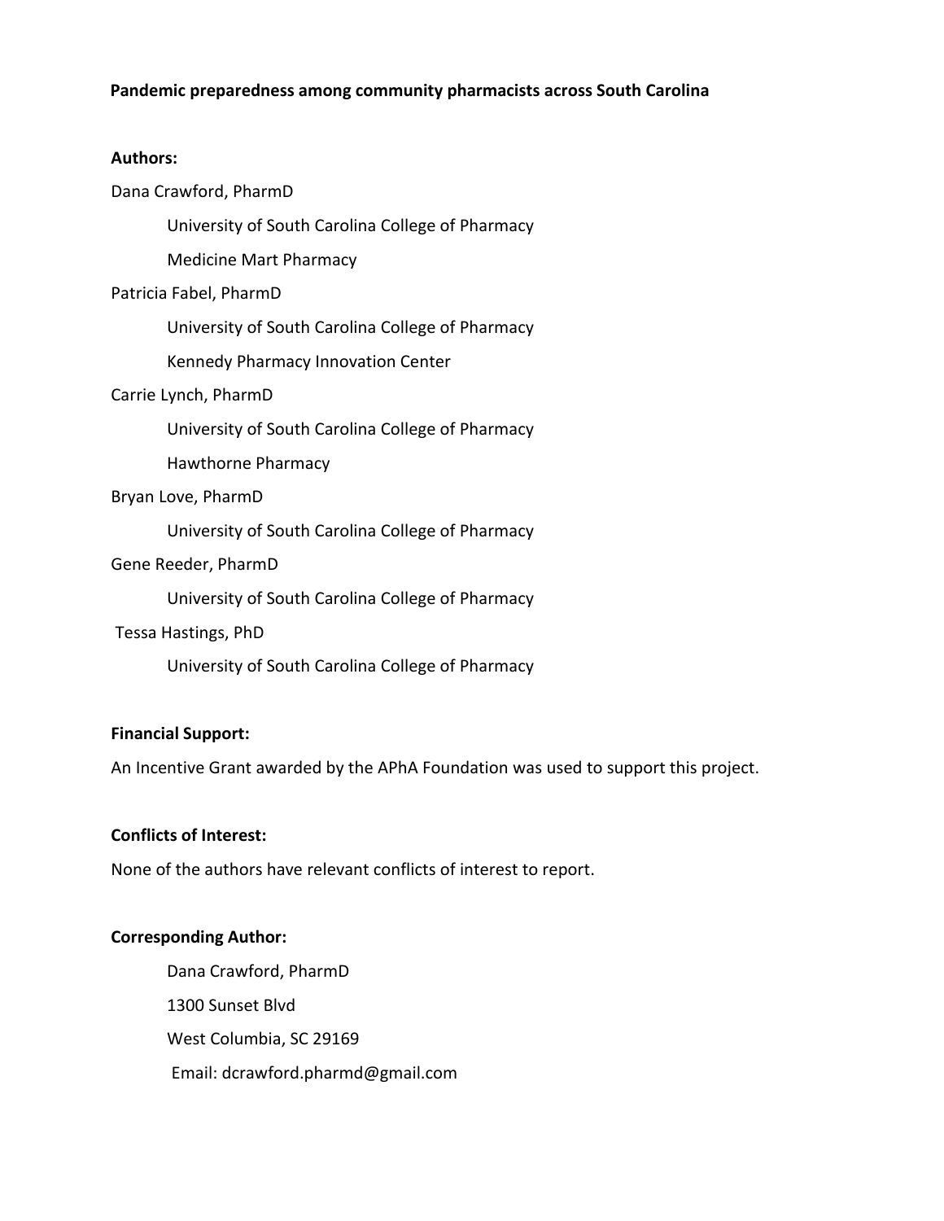**Pandemic preparedness among community pharmacists across South Carolina**

**Authors:**

Dana Crawford, PharmD

University of South Carolina College of Pharmacy

Medicine Mart Pharmacy

Patricia Fabel, PharmD

University of South Carolina College of Pharmacy

Kennedy Pharmacy Innovation Center

Carrie Lynch, PharmD

University of South Carolina College of Pharmacy

Hawthorne Pharmacy

Bryan Love, PharmD

University of South Carolina College of Pharmacy

Gene Reeder, PharmD

University of South Carolina College of Pharmacy

Tessa Hastings, PhD

University of South Carolina College of Pharmacy

**Financial Support:**

An Incentive Grant awarded by the APhA Foundation was used to support this project.

**Conflicts of Interest:**

None of the authors have relevant conflicts of interest to report.

**Corresponding Author:**

Dana Crawford, PharmD

1300 Sunset Blvd

West Columbia, SC 29169

Email: dcrawford.pharmd@gmail.com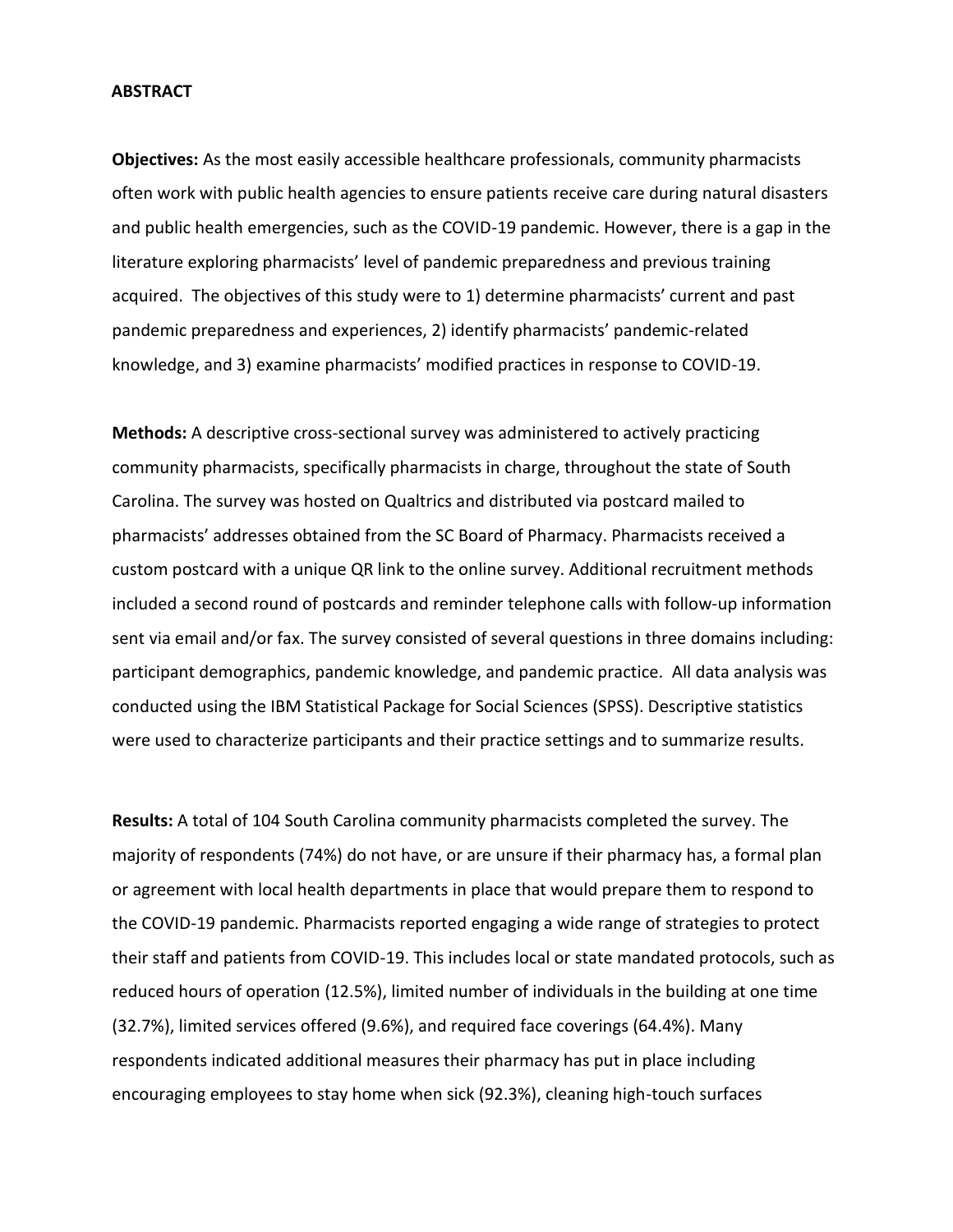## ABSTRACT

**Objectives:** As the most easily accessible healthcare professionals, community pharmacists often work with public health agencies to ensure patients receive care during natural disasters and public health emergencies, such as the COVID-19 pandemic. However, there is a gap in the literature exploring pharmacists' level of pandemic preparedness and previous training acquired. The objectives of this study were to 1) determine pharmacists' current and past pandemic preparedness and experiences, 2) identify pharmacists' pandemic-related knowledge, and 3) examine pharmacists' modified practices in response to COVID-19.

**Methods:** A descriptive cross-sectional survey was administered to actively practicing community pharmacists, specifically pharmacists in charge, throughout the state of South Carolina. The survey was hosted on Qualtrics and distributed via postcard mailed to pharmacists' addresses obtained from the SC Board of Pharmacy. Pharmacists received a custom postcard with a unique QR link to the online survey. Additional recruitment methods included a second round of postcards and reminder telephone calls with follow-up information sent via email and/or fax. The survey consisted of several questions in three domains including: participant demographics, pandemic knowledge, and pandemic practice. All data analysis was conducted using the IBM Statistical Package for Social Sciences (SPSS). Descriptive statistics were used to characterize participants and their practice settings and to summarize results.

**Results:** A total of 104 South Carolina community pharmacists completed the survey. The majority of respondents (74%) do not have, or are unsure if their pharmacy has, a formal plan or agreement with local health departments in place that would prepare them to respond to the COVID-19 pandemic. Pharmacists reported engaging a wide range of strategies to protect their staff and patients from COVID-19. This includes local or state mandated protocols, such as reduced hours of operation (12.5%), limited number of individuals in the building at one time (32.7%), limited services offered (9.6%), and required face coverings (64.4%). Many respondents indicated additional measures their pharmacy has put in place including encouraging employees to stay home when sick (92.3%), cleaning high-touch surfaces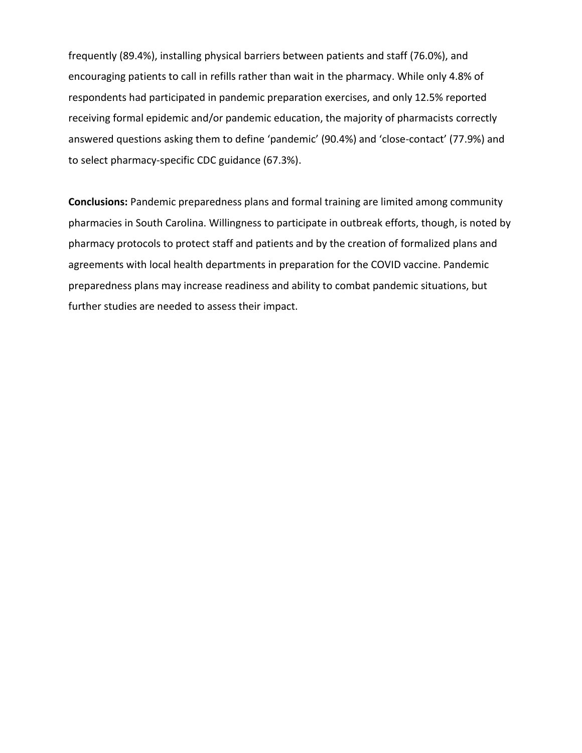frequently (89.4%), installing physical barriers between patients and staff (76.0%), and encouraging patients to call in refills rather than wait in the pharmacy. While only 4.8% of respondents had participated in pandemic preparation exercises, and only 12.5% reported receiving formal epidemic and/or pandemic education, the majority of pharmacists correctly answered questions asking them to define 'pandemic' (90.4%) and 'close-contact' (77.9%) and to select pharmacy-specific CDC guidance (67.3%).

**Conclusions:** Pandemic preparedness plans and formal training are limited among community pharmacies in South Carolina. Willingness to participate in outbreak efforts, though, is noted by pharmacy protocols to protect staff and patients and by the creation of formalized plans and agreements with local health departments in preparation for the COVID vaccine. Pandemic preparedness plans may increase readiness and ability to combat pandemic situations, but further studies are needed to assess their impact.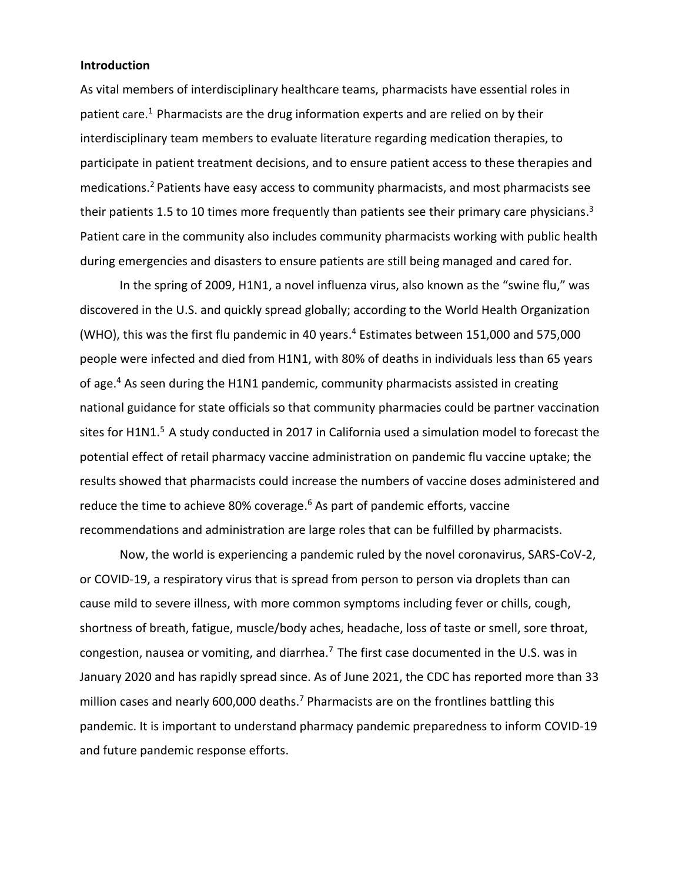## Introduction

As vital members of interdisciplinary healthcare teams, pharmacists have essential roles in patient care.[1] Pharmacists are the drug information experts and are relied on by their interdisciplinary team members to evaluate literature regarding medication therapies, to participate in patient treatment decisions, and to ensure patient access to these therapies and medications.[2] Patients have easy access to community pharmacists, and most pharmacists see their patients 1.5 to 10 times more frequently than patients see their primary care physicians.[3] Patient care in the community also includes community pharmacists working with public health during emergencies and disasters to ensure patients are still being managed and cared for.

In the spring of 2009, H1N1, a novel influenza virus, also known as the "swine flu," was discovered in the U.S. and quickly spread globally; according to the World Health Organization (WHO), this was the first flu pandemic in 40 years.[4] Estimates between 151,000 and 575,000 people were infected and died from H1N1, with 80% of deaths in individuals less than 65 years of age.[4] As seen during the H1N1 pandemic, community pharmacists assisted in creating national guidance for state officials so that community pharmacies could be partner vaccination sites for H1N1.[5] A study conducted in 2017 in California used a simulation model to forecast the potential effect of retail pharmacy vaccine administration on pandemic flu vaccine uptake; the results showed that pharmacists could increase the numbers of vaccine doses administered and reduce the time to achieve 80% coverage.[6] As part of pandemic efforts, vaccine recommendations and administration are large roles that can be fulfilled by pharmacists.

Now, the world is experiencing a pandemic ruled by the novel coronavirus, SARS-CoV-2, or COVID-19, a respiratory virus that is spread from person to person via droplets than can cause mild to severe illness, with more common symptoms including fever or chills, cough, shortness of breath, fatigue, muscle/body aches, headache, loss of taste or smell, sore throat, congestion, nausea or vomiting, and diarrhea.[7] The first case documented in the U.S. was in January 2020 and has rapidly spread since. As of June 2021, the CDC has reported more than 33 million cases and nearly 600,000 deaths.[7] Pharmacists are on the frontlines battling this pandemic. It is important to understand pharmacy pandemic preparedness to inform COVID-19 and future pandemic response efforts.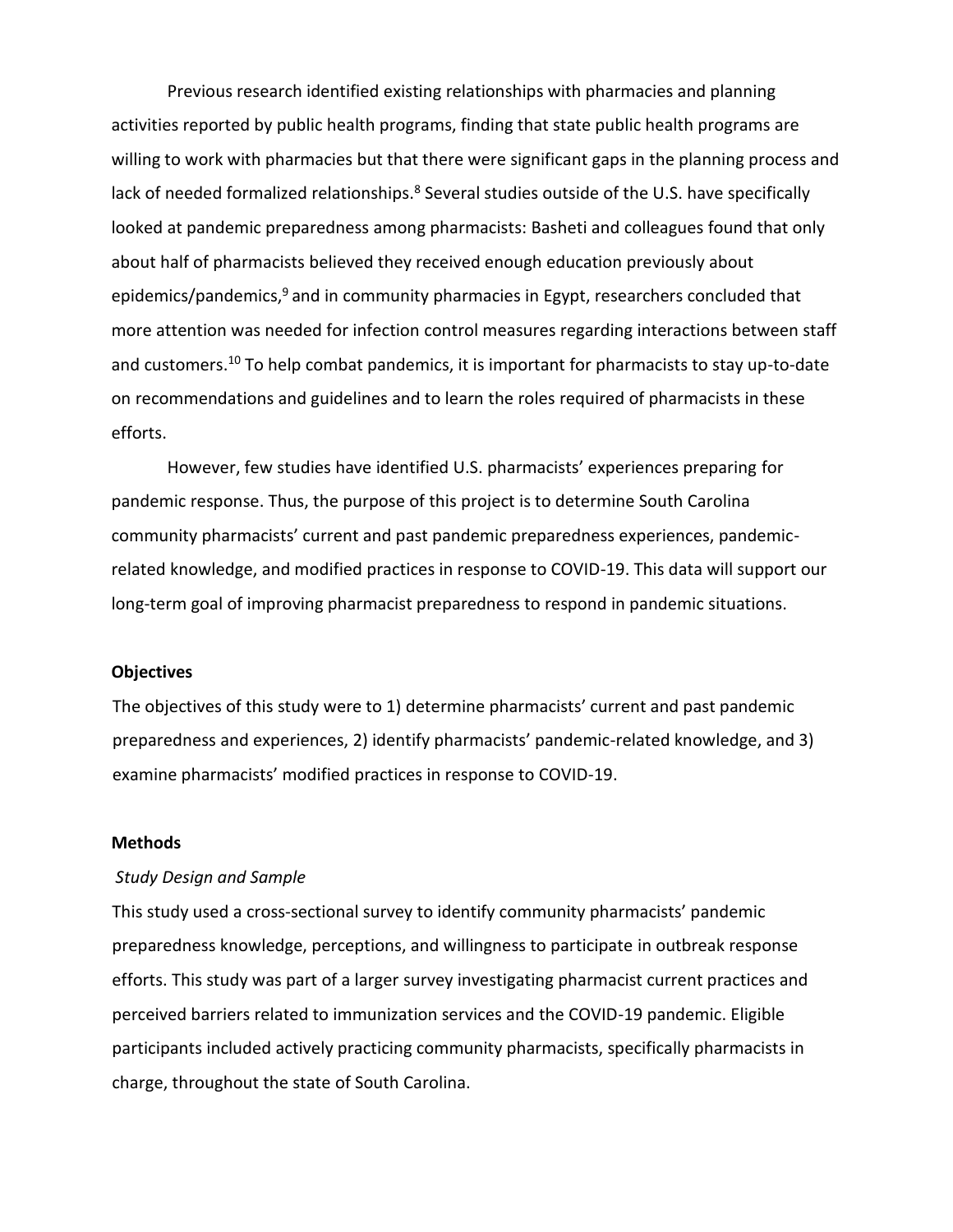Previous research identified existing relationships with pharmacies and planning activities reported by public health programs, finding that state public health programs are willing to work with pharmacies but that there were significant gaps in the planning process and lack of needed formalized relationships.[8] Several studies outside of the U.S. have specifically looked at pandemic preparedness among pharmacists: Basheti and colleagues found that only about half of pharmacists believed they received enough education previously about epidemics/pandemics,[9] and in community pharmacies in Egypt, researchers concluded that more attention was needed for infection control measures regarding interactions between staff and customers.[10] To help combat pandemics, it is important for pharmacists to stay up-to-date on recommendations and guidelines and to learn the roles required of pharmacists in these efforts.

However, few studies have identified U.S. pharmacists' experiences preparing for pandemic response. Thus, the purpose of this project is to determine South Carolina community pharmacists' current and past pandemic preparedness experiences, pandemic-related knowledge, and modified practices in response to COVID-19. This data will support our long-term goal of improving pharmacist preparedness to respond in pandemic situations.

## Objectives

The objectives of this study were to 1) determine pharmacists' current and past pandemic preparedness and experiences, 2) identify pharmacists' pandemic-related knowledge, and 3) examine pharmacists' modified practices in response to COVID-19.

## Methods

### *Study Design and Sample*

This study used a cross-sectional survey to identify community pharmacists' pandemic preparedness knowledge, perceptions, and willingness to participate in outbreak response efforts. This study was part of a larger survey investigating pharmacist current practices and perceived barriers related to immunization services and the COVID-19 pandemic. Eligible participants included actively practicing community pharmacists, specifically pharmacists in charge, throughout the state of South Carolina.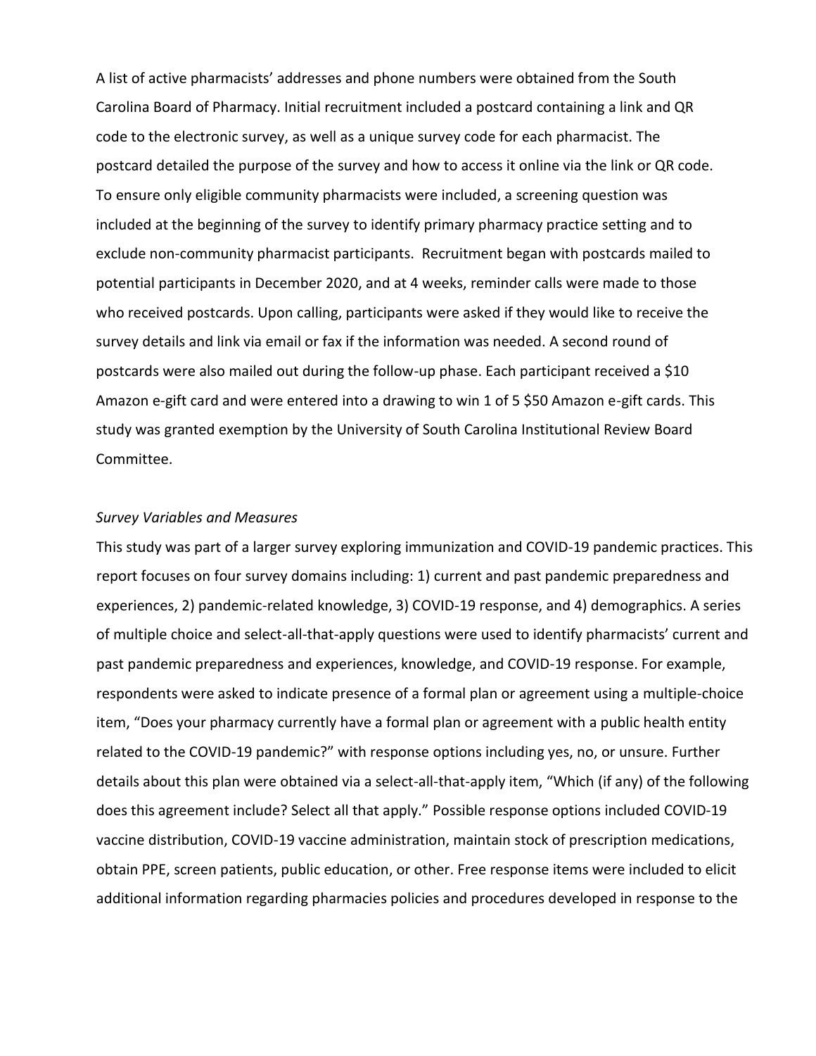A list of active pharmacists' addresses and phone numbers were obtained from the South Carolina Board of Pharmacy. Initial recruitment included a postcard containing a link and QR code to the electronic survey, as well as a unique survey code for each pharmacist. The postcard detailed the purpose of the survey and how to access it online via the link or QR code. To ensure only eligible community pharmacists were included, a screening question was included at the beginning of the survey to identify primary pharmacy practice setting and to exclude non-community pharmacist participants. Recruitment began with postcards mailed to potential participants in December 2020, and at 4 weeks, reminder calls were made to those who received postcards. Upon calling, participants were asked if they would like to receive the survey details and link via email or fax if the information was needed. A second round of postcards were also mailed out during the follow-up phase. Each participant received a $10 Amazon e-gift card and were entered into a drawing to win 1 of 5 $50 Amazon e-gift cards. This study was granted exemption by the University of South Carolina Institutional Review Board Committee.

*Survey Variables and Measures*

This study was part of a larger survey exploring immunization and COVID-19 pandemic practices. This report focuses on four survey domains including: 1) current and past pandemic preparedness and experiences, 2) pandemic-related knowledge, 3) COVID-19 response, and 4) demographics. A series of multiple choice and select-all-that-apply questions were used to identify pharmacists' current and past pandemic preparedness and experiences, knowledge, and COVID-19 response. For example, respondents were asked to indicate presence of a formal plan or agreement using a multiple-choice item, "Does your pharmacy currently have a formal plan or agreement with a public health entity related to the COVID-19 pandemic?" with response options including yes, no, or unsure. Further details about this plan were obtained via a select-all-that-apply item, "Which (if any) of the following does this agreement include? Select all that apply." Possible response options included COVID-19 vaccine distribution, COVID-19 vaccine administration, maintain stock of prescription medications, obtain PPE, screen patients, public education, or other. Free response items were included to elicit additional information regarding pharmacies policies and procedures developed in response to the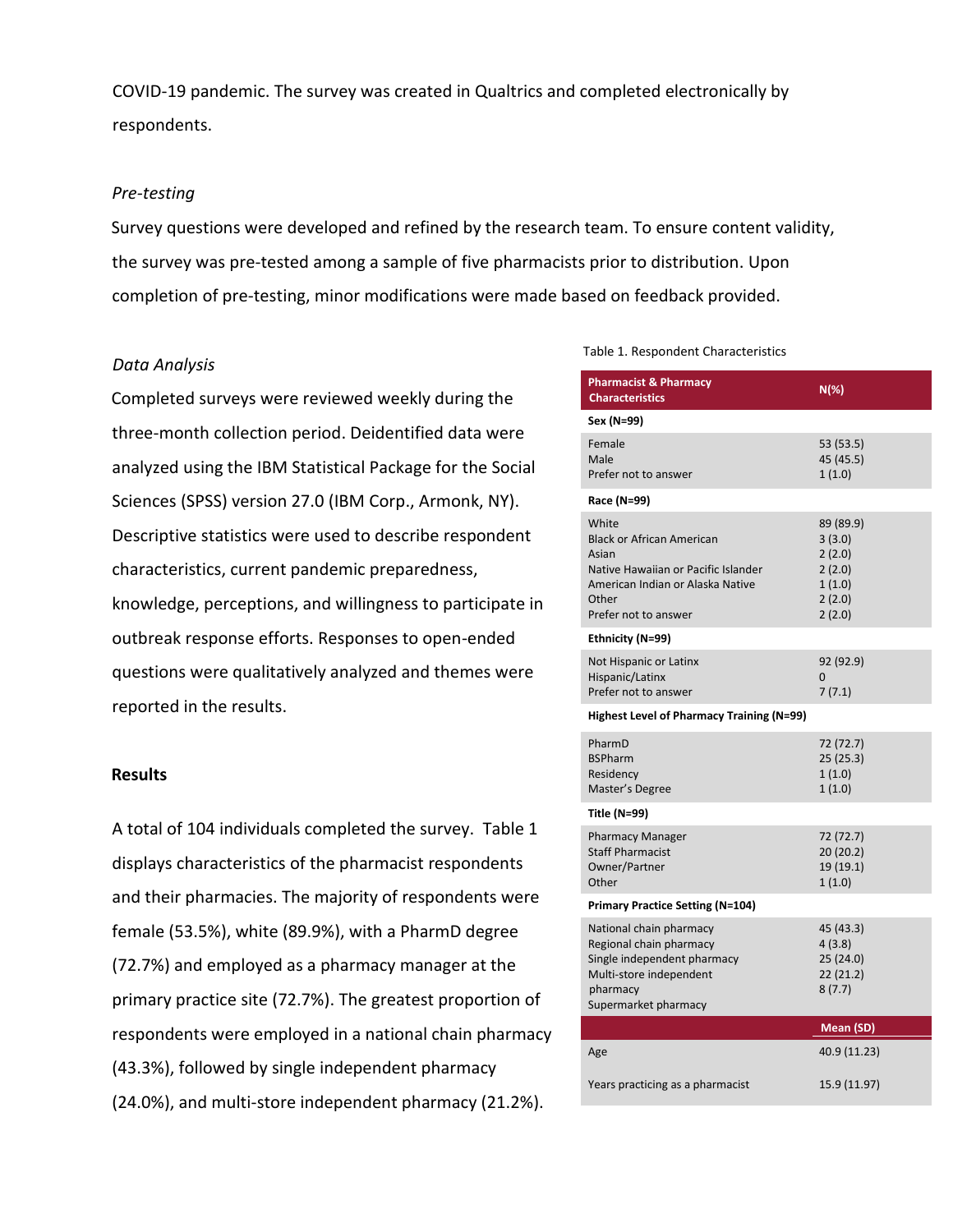COVID-19 pandemic. The survey was created in Qualtrics and completed electronically by respondents.

*Pre-testing*

Survey questions were developed and refined by the research team. To ensure content validity, the survey was pre-tested among a sample of five pharmacists prior to distribution. Upon completion of pre-testing, minor modifications were made based on feedback provided.

*Data Analysis*

Completed surveys were reviewed weekly during the three-month collection period. Deidentified data were analyzed using the IBM Statistical Package for the Social Sciences (SPSS) version 27.0 (IBM Corp., Armonk, NY). Descriptive statistics were used to describe respondent characteristics, current pandemic preparedness, knowledge, perceptions, and willingness to participate in outbreak response efforts. Responses to open-ended questions were qualitatively analyzed and themes were reported in the results.

**Results**

A total of 104 individuals completed the survey. Table 1 displays characteristics of the pharmacist respondents and their pharmacies. The majority of respondents were female (53.5%), white (89.9%), with a PharmD degree (72.7%) and employed as a pharmacy manager at the primary practice site (72.7%). The greatest proportion of respondents were employed in a national chain pharmacy (43.3%), followed by single independent pharmacy (24.0%), and multi-store independent pharmacy (21.2%).

Table 1. Respondent Characteristics

| Pharmacist & Pharmacy Characteristics | N(%) |
|---|---|
| **Sex (N=99)** | |
| Female | 53 (53.5) |
| Male | 45 (45.5) |
| Prefer not to answer | 1 (1.0) |
| **Race (N=99)** | |
| White | 89 (89.9) |
| Black or African American | 3 (3.0) |
| Asian | 2 (2.0) |
| Native Hawaiian or Pacific Islander | 2 (2.0) |
| American Indian or Alaska Native | 1 (1.0) |
| Other | 2 (2.0) |
| Prefer not to answer | 2 (2.0) |
| **Ethnicity (N=99)** | |
| Not Hispanic or Latinx | 92 (92.9) |
| Hispanic/Latinx | 0 |
| Prefer not to answer | 7 (7.1) |
| **Highest Level of Pharmacy Training (N=99)** | |
| PharmD | 72 (72.7) |
| BSPharm | 25 (25.3) |
| Residency | 1 (1.0) |
| Master's Degree | 1 (1.0) |
| **Title (N=99)** | |
| Pharmacy Manager | 72 (72.7) |
| Staff Pharmacist | 20 (20.2) |
| Owner/Partner | 19 (19.1) |
| Other | 1 (1.0) |
| **Primary Practice Setting (N=104)** | |
| National chain pharmacy | 45 (43.3) |
| Regional chain pharmacy | 4 (3.8) |
| Single independent pharmacy | 25 (24.0) |
| Multi-store independent pharmacy | 22 (21.2) |
| Supermarket pharmacy | 8 (7.7) |
| | **Mean (SD)** |
| Age | 40.9 (11.23) |
| Years practicing as a pharmacist | 15.9 (11.97) |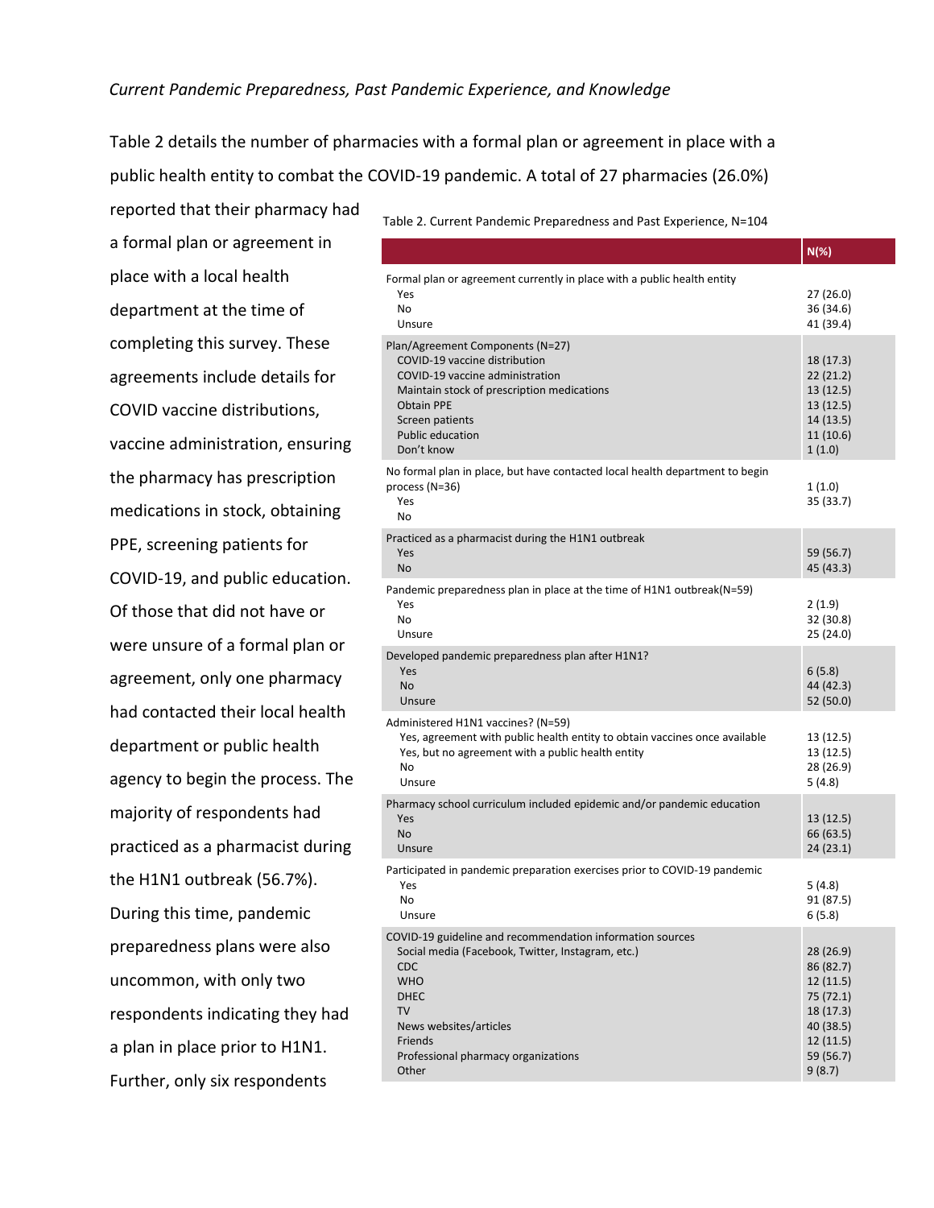*Current Pandemic Preparedness, Past Pandemic Experience, and Knowledge*

Table 2 details the number of pharmacies with a formal plan or agreement in place with a public health entity to combat the COVID-19 pandemic. A total of 27 pharmacies (26.0%) reported that their pharmacy had a formal plan or agreement in place with a local health department at the time of completing this survey. These agreements include details for COVID vaccine distributions, vaccine administration, ensuring the pharmacy has prescription medications in stock, obtaining PPE, screening patients for COVID-19, and public education. Of those that did not have or were unsure of a formal plan or agreement, only one pharmacy had contacted their local health department or public health agency to begin the process. The majority of respondents had practiced as a pharmacist during the H1N1 outbreak (56.7%). During this time, pandemic preparedness plans were also uncommon, with only two respondents indicating they had a plan in place prior to H1N1. Further, only six respondents

Table 2. Current Pandemic Preparedness and Past Experience, N=104

| | N(%) |
|---|---|
| **Formal plan or agreement currently in place with a public health entity** | |
| Yes | 27 (26.0) |
| No | 36 (34.6) |
| Unsure | 41 (39.4) |
| **Plan/Agreement Components (N=27)** | |
| COVID-19 vaccine distribution | 18 (17.3) |
| COVID-19 vaccine administration | 22 (21.2) |
| Maintain stock of prescription medications | 13 (12.5) |
| Obtain PPE | 13 (12.5) |
| Screen patients | 14 (13.5) |
| Public education | 11 (10.6) |
| Don't know | 1 (1.0) |
| **No formal plan in place, but have contacted local health department to begin process (N=36)** | |
| Yes | 1 (1.0) |
| No | 35 (33.7) |
| **Practiced as a pharmacist during the H1N1 outbreak** | |
| Yes | 59 (56.7) |
| No | 45 (43.3) |
| **Pandemic preparedness plan in place at the time of H1N1 outbreak(N=59)** | |
| Yes | 2 (1.9) |
| No | 32 (30.8) |
| Unsure | 25 (24.0) |
| **Developed pandemic preparedness plan after H1N1?** | |
| Yes | 6 (5.8) |
| No | 44 (42.3) |
| Unsure | 52 (50.0) |
| **Administered H1N1 vaccines? (N=59)** | |
| Yes, agreement with public health entity to obtain vaccines once available | 13 (12.5) |
| Yes, but no agreement with a public health entity | 13 (12.5) |
| No | 28 (26.9) |
| Unsure | 5 (4.8) |
| **Pharmacy school curriculum included epidemic and/or pandemic education** | |
| Yes | 13 (12.5) |
| No | 66 (63.5) |
| Unsure | 24 (23.1) |
| **Participated in pandemic preparation exercises prior to COVID-19 pandemic** | |
| Yes | 5 (4.8) |
| No | 91 (87.5) |
| Unsure | 6 (5.8) |
| **COVID-19 guideline and recommendation information sources** | |
| Social media (Facebook, Twitter, Instagram, etc.) | 28 (26.9) |
| CDC | 86 (82.7) |
| WHO | 12 (11.5) |
| DHEC | 75 (72.1) |
| TV | 18 (17.3) |
| News websites/articles | 40 (38.5) |
| Friends | 12 (11.5) |
| Professional pharmacy organizations | 59 (56.7) |
| Other | 9 (8.7) |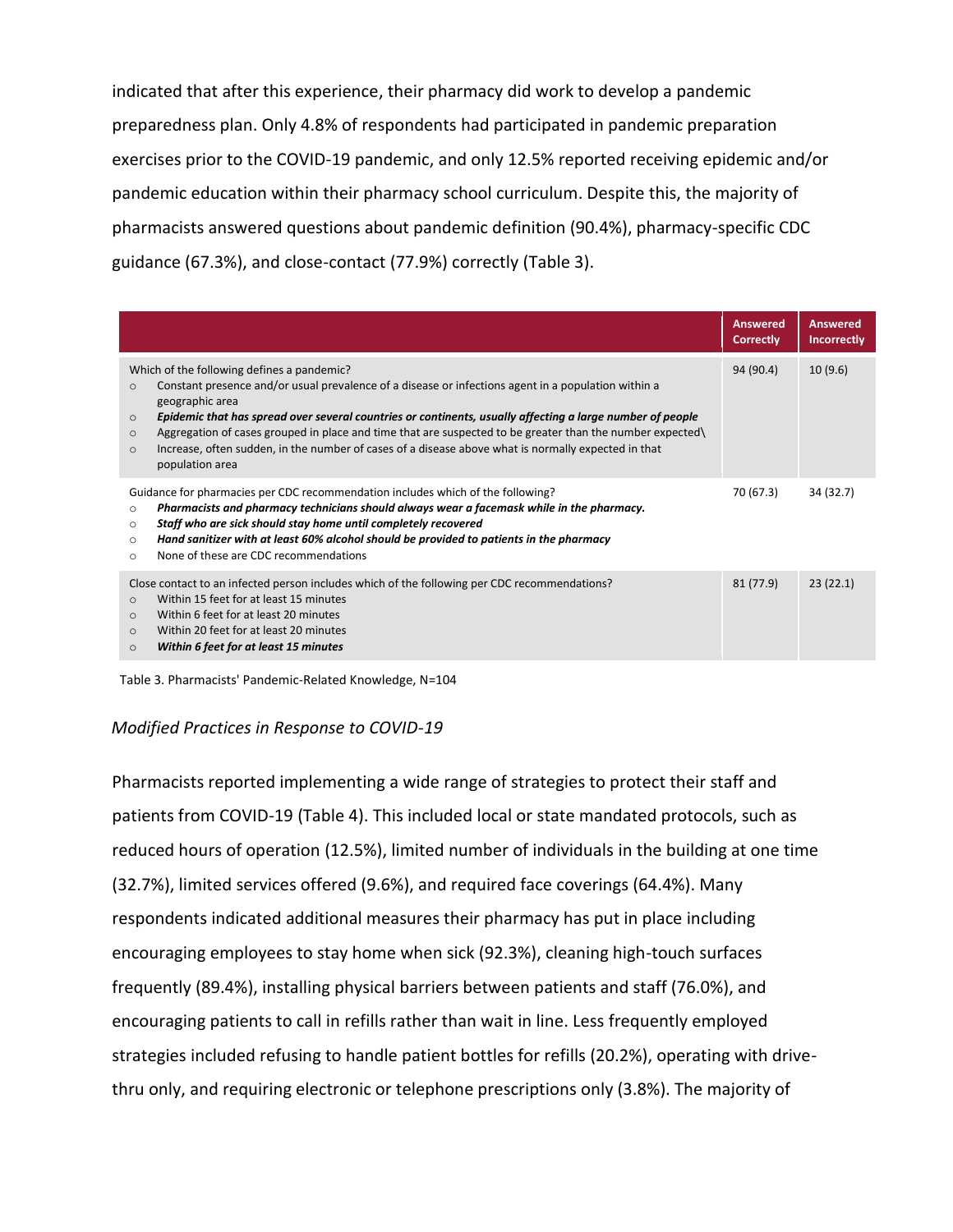indicated that after this experience, their pharmacy did work to develop a pandemic preparedness plan. Only 4.8% of respondents had participated in pandemic preparation exercises prior to the COVID-19 pandemic, and only 12.5% reported receiving epidemic and/or pandemic education within their pharmacy school curriculum. Despite this, the majority of pharmacists answered questions about pandemic definition (90.4%), pharmacy-specific CDC guidance (67.3%), and close-contact (77.9%) correctly (Table 3).

| | Answered Correctly | Answered Incorrectly |
|---|---|---|
| Which of the following defines a pandemic?<br>○ Constant presence and/or usual prevalence of a disease or infections agent in a population within a geographic area<br>○ ***Epidemic that has spread over several countries or continents, usually affecting a large number of people***<br>○ Aggregation of cases grouped in place and time that are suspected to be greater than the number expected\\<br>○ Increase, often sudden, in the number of cases of a disease above what is normally expected in that population area | 94 (90.4) | 10 (9.6) |
| Guidance for pharmacies per CDC recommendation includes which of the following?<br>○ ***Pharmacists and pharmacy technicians should always wear a facemask while in the pharmacy.***<br>○ ***Staff who are sick should stay home until completely recovered***<br>○ ***Hand sanitizer with at least 60% alcohol should be provided to patients in the pharmacy***<br>○ None of these are CDC recommendations | 70 (67.3) | 34 (32.7) |
| Close contact to an infected person includes which of the following per CDC recommendations?<br>○ Within 15 feet for at least 15 minutes<br>○ Within 6 feet for at least 20 minutes<br>○ Within 20 feet for at least 20 minutes<br>○ ***Within 6 feet for at least 15 minutes*** | 81 (77.9) | 23 (22.1) |

Table 3. Pharmacists' Pandemic-Related Knowledge, N=104

### *Modified Practices in Response to COVID-19*

Pharmacists reported implementing a wide range of strategies to protect their staff and patients from COVID-19 (Table 4). This included local or state mandated protocols, such as reduced hours of operation (12.5%), limited number of individuals in the building at one time (32.7%), limited services offered (9.6%), and required face coverings (64.4%). Many respondents indicated additional measures their pharmacy has put in place including encouraging employees to stay home when sick (92.3%), cleaning high-touch surfaces frequently (89.4%), installing physical barriers between patients and staff (76.0%), and encouraging patients to call in refills rather than wait in line. Less frequently employed strategies included refusing to handle patient bottles for refills (20.2%), operating with drive-thru only, and requiring electronic or telephone prescriptions only (3.8%). The majority of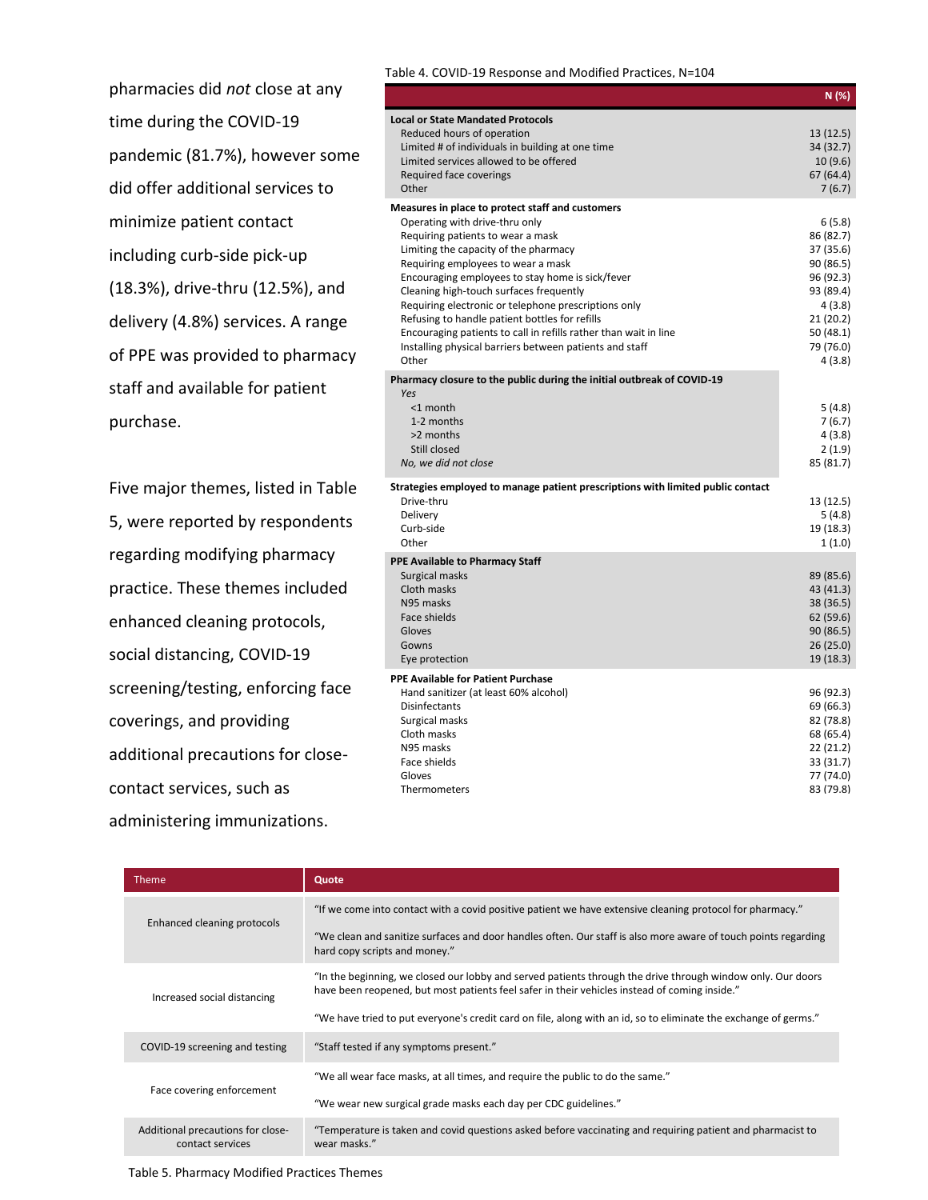pharmacies did *not* close at any time during the COVID-19 pandemic (81.7%), however some did offer additional services to minimize patient contact including curb-side pick-up (18.3%), drive-thru (12.5%), and delivery (4.8%) services. A range of PPE was provided to pharmacy staff and available for patient purchase.

Five major themes, listed in Table 5, were reported by respondents regarding modifying pharmacy practice. These themes included enhanced cleaning protocols, social distancing, COVID-19 screening/testing, enforcing face coverings, and providing additional precautions for close-contact services, such as administering immunizations.

Table 4. COVID-19 Response and Modified Practices, N=104

| | N (%) |
|---|---|
| **Local or State Mandated Protocols** | |
| Reduced hours of operation | 13 (12.5) |
| Limited # of individuals in building at one time | 34 (32.7) |
| Limited services allowed to be offered | 10 (9.6) |
| Required face coverings | 67 (64.4) |
| Other | 7 (6.7) |
| **Measures in place to protect staff and customers** | |
| Operating with drive-thru only | 6 (5.8) |
| Requiring patients to wear a mask | 86 (82.7) |
| Limiting the capacity of the pharmacy | 37 (35.6) |
| Requiring employees to wear a mask | 90 (86.5) |
| Encouraging employees to stay home is sick/fever | 96 (92.3) |
| Cleaning high-touch surfaces frequently | 93 (89.4) |
| Requiring electronic or telephone prescriptions only | 4 (3.8) |
| Refusing to handle patient bottles for refills | 21 (20.2) |
| Encouraging patients to call in refills rather than wait in line | 50 (48.1) |
| Installing physical barriers between patients and staff | 79 (76.0) |
| Other | 4 (3.8) |
| **Pharmacy closure to the public during the initial outbreak of COVID-19** | |
| *Yes* | |
| <1 month | 5 (4.8) |
| 1-2 months | 7 (6.7) |
| >2 months | 4 (3.8) |
| Still closed | 2 (1.9) |
| *No, we did not close* | 85 (81.7) |
| **Strategies employed to manage patient prescriptions with limited public contact** | |
| Drive-thru | 13 (12.5) |
| Delivery | 5 (4.8) |
| Curb-side | 19 (18.3) |
| Other | 1 (1.0) |
| **PPE Available to Pharmacy Staff** | |
| Surgical masks | 89 (85.6) |
| Cloth masks | 43 (41.3) |
| N95 masks | 38 (36.5) |
| Face shields | 62 (59.6) |
| Gloves | 90 (86.5) |
| Gowns | 26 (25.0) |
| Eye protection | 19 (18.3) |
| **PPE Available for Patient Purchase** | |
| Hand sanitizer (at least 60% alcohol) | 96 (92.3) |
| Disinfectants | 69 (66.3) |
| Surgical masks | 82 (78.8) |
| Cloth masks | 68 (65.4) |
| N95 masks | 22 (21.2) |
| Face shields | 33 (31.7) |
| Gloves | 77 (74.0) |
| Thermometers | 83 (79.8) |

| Theme | Quote |
|---|---|
| Enhanced cleaning protocols | "If we come into contact with a covid positive patient we have extensive cleaning protocol for pharmacy." "We clean and sanitize surfaces and door handles often. Our staff is also more aware of touch points regarding hard copy scripts and money." |
| Increased social distancing | "In the beginning, we closed our lobby and served patients through the drive through window only. Our doors have been reopened, but most patients feel safer in their vehicles instead of coming inside." "We have tried to put everyone's credit card on file, along with an id, so to eliminate the exchange of germs." |
| COVID-19 screening and testing | "Staff tested if any symptoms present." |
| Face covering enforcement | "We all wear face masks, at all times, and require the public to do the same." "We wear new surgical grade masks each day per CDC guidelines." |
| Additional precautions for close-contact services | "Temperature is taken and covid questions asked before vaccinating and requiring patient and pharmacist to wear masks." |

Table 5. Pharmacy Modified Practices Themes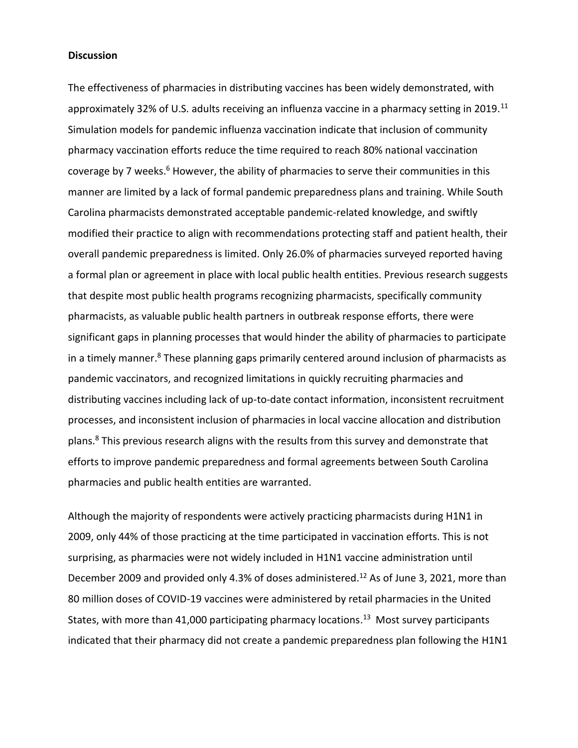**Discussion**

The effectiveness of pharmacies in distributing vaccines has been widely demonstrated, with approximately 32% of U.S. adults receiving an influenza vaccine in a pharmacy setting in 2019.[11] Simulation models for pandemic influenza vaccination indicate that inclusion of community pharmacy vaccination efforts reduce the time required to reach 80% national vaccination coverage by 7 weeks.[6] However, the ability of pharmacies to serve their communities in this manner are limited by a lack of formal pandemic preparedness plans and training. While South Carolina pharmacists demonstrated acceptable pandemic-related knowledge, and swiftly modified their practice to align with recommendations protecting staff and patient health, their overall pandemic preparedness is limited. Only 26.0% of pharmacies surveyed reported having a formal plan or agreement in place with local public health entities. Previous research suggests that despite most public health programs recognizing pharmacists, specifically community pharmacists, as valuable public health partners in outbreak response efforts, there were significant gaps in planning processes that would hinder the ability of pharmacies to participate in a timely manner.[8] These planning gaps primarily centered around inclusion of pharmacists as pandemic vaccinators, and recognized limitations in quickly recruiting pharmacies and distributing vaccines including lack of up-to-date contact information, inconsistent recruitment processes, and inconsistent inclusion of pharmacies in local vaccine allocation and distribution plans.[8] This previous research aligns with the results from this survey and demonstrate that efforts to improve pandemic preparedness and formal agreements between South Carolina pharmacies and public health entities are warranted.

Although the majority of respondents were actively practicing pharmacists during H1N1 in 2009, only 44% of those practicing at the time participated in vaccination efforts. This is not surprising, as pharmacies were not widely included in H1N1 vaccine administration until December 2009 and provided only 4.3% of doses administered.[12] As of June 3, 2021, more than 80 million doses of COVID-19 vaccines were administered by retail pharmacies in the United States, with more than 41,000 participating pharmacy locations.[13] Most survey participants indicated that their pharmacy did not create a pandemic preparedness plan following the H1N1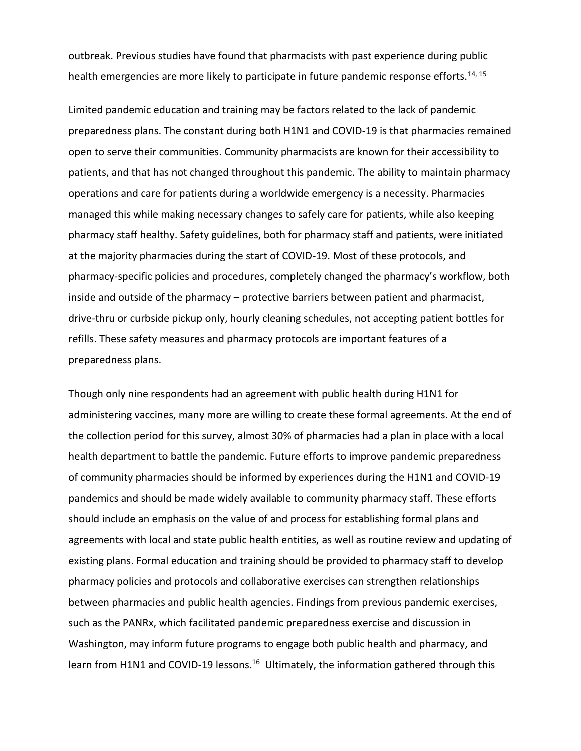outbreak. Previous studies have found that pharmacists with past experience during public health emergencies are more likely to participate in future pandemic response efforts.[14, 15]

Limited pandemic education and training may be factors related to the lack of pandemic preparedness plans. The constant during both H1N1 and COVID-19 is that pharmacies remained open to serve their communities. Community pharmacists are known for their accessibility to patients, and that has not changed throughout this pandemic. The ability to maintain pharmacy operations and care for patients during a worldwide emergency is a necessity. Pharmacies managed this while making necessary changes to safely care for patients, while also keeping pharmacy staff healthy. Safety guidelines, both for pharmacy staff and patients, were initiated at the majority pharmacies during the start of COVID-19. Most of these protocols, and pharmacy-specific policies and procedures, completely changed the pharmacy's workflow, both inside and outside of the pharmacy – protective barriers between patient and pharmacist, drive-thru or curbside pickup only, hourly cleaning schedules, not accepting patient bottles for refills. These safety measures and pharmacy protocols are important features of a preparedness plans.

Though only nine respondents had an agreement with public health during H1N1 for administering vaccines, many more are willing to create these formal agreements. At the end of the collection period for this survey, almost 30% of pharmacies had a plan in place with a local health department to battle the pandemic. Future efforts to improve pandemic preparedness of community pharmacies should be informed by experiences during the H1N1 and COVID-19 pandemics and should be made widely available to community pharmacy staff. These efforts should include an emphasis on the value of and process for establishing formal plans and agreements with local and state public health entities, as well as routine review and updating of existing plans. Formal education and training should be provided to pharmacy staff to develop pharmacy policies and protocols and collaborative exercises can strengthen relationships between pharmacies and public health agencies. Findings from previous pandemic exercises, such as the PANRx, which facilitated pandemic preparedness exercise and discussion in Washington, may inform future programs to engage both public health and pharmacy, and learn from H1N1 and COVID-19 lessons.[16] Ultimately, the information gathered through this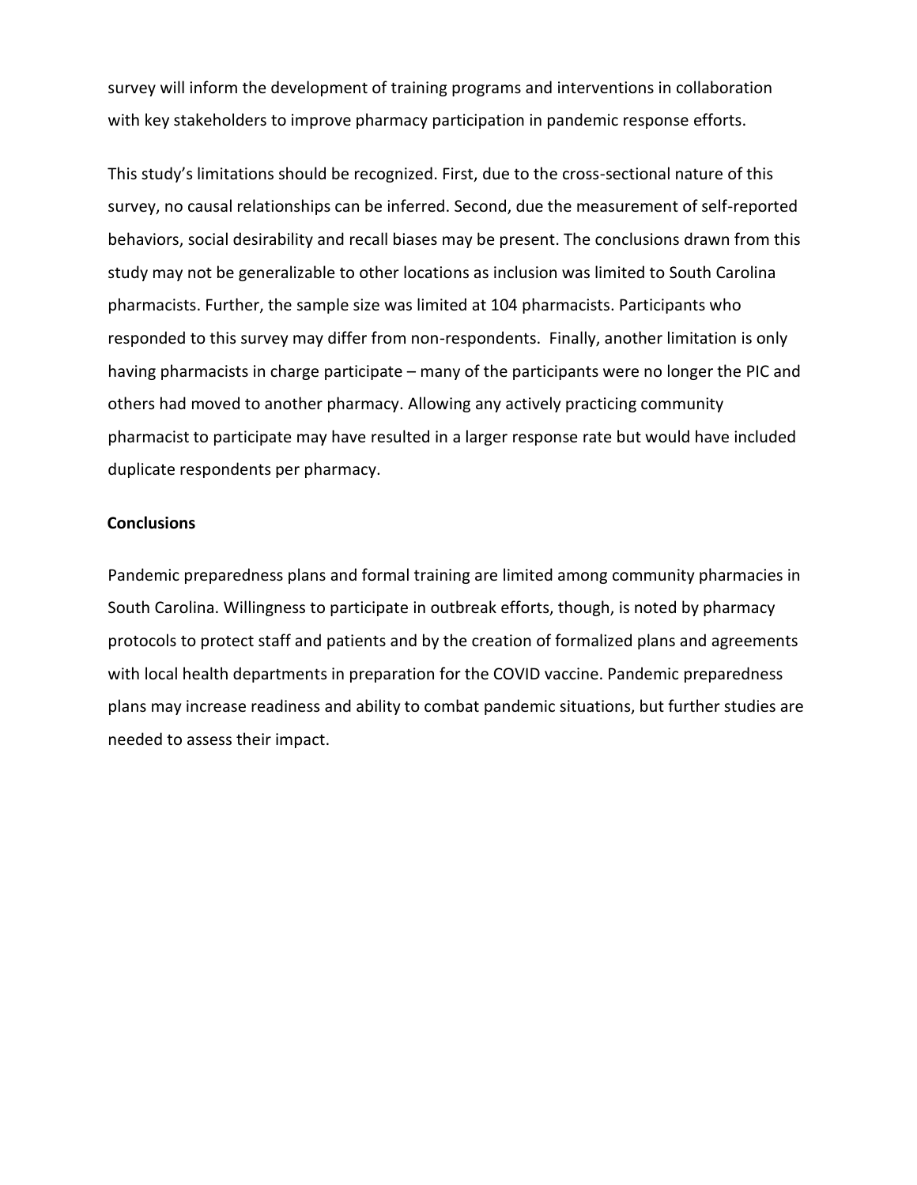survey will inform the development of training programs and interventions in collaboration with key stakeholders to improve pharmacy participation in pandemic response efforts.

This study's limitations should be recognized. First, due to the cross-sectional nature of this survey, no causal relationships can be inferred. Second, due the measurement of self-reported behaviors, social desirability and recall biases may be present. The conclusions drawn from this study may not be generalizable to other locations as inclusion was limited to South Carolina pharmacists. Further, the sample size was limited at 104 pharmacists. Participants who responded to this survey may differ from non-respondents. Finally, another limitation is only having pharmacists in charge participate – many of the participants were no longer the PIC and others had moved to another pharmacy. Allowing any actively practicing community pharmacist to participate may have resulted in a larger response rate but would have included duplicate respondents per pharmacy.

## Conclusions

Pandemic preparedness plans and formal training are limited among community pharmacies in South Carolina. Willingness to participate in outbreak efforts, though, is noted by pharmacy protocols to protect staff and patients and by the creation of formalized plans and agreements with local health departments in preparation for the COVID vaccine. Pandemic preparedness plans may increase readiness and ability to combat pandemic situations, but further studies are needed to assess their impact.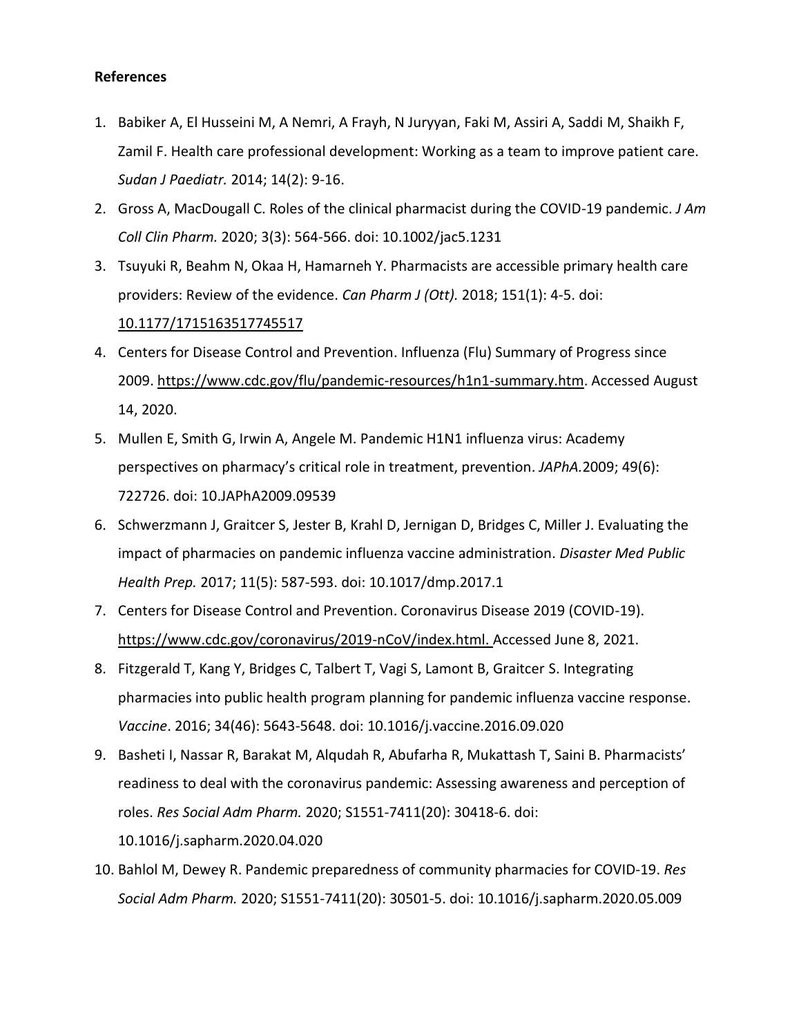**References**

1. Babiker A, El Husseini M, A Nemri, A Frayh, N Juryyan, Faki M, Assiri A, Saddi M, Shaikh F, Zamil F. Health care professional development: Working as a team to improve patient care. *Sudan J Paediatr.* 2014; 14(2): 9-16.
2. Gross A, MacDougall C. Roles of the clinical pharmacist during the COVID-19 pandemic. *J Am Coll Clin Pharm.* 2020; 3(3): 564-566. doi: 10.1002/jac5.1231
3. Tsuyuki R, Beahm N, Okaa H, Hamarneh Y. Pharmacists are accessible primary health care providers: Review of the evidence. *Can Pharm J (Ott).* 2018; 151(1): 4-5. doi: 10.1177/1715163517745517
4. Centers for Disease Control and Prevention. Influenza (Flu) Summary of Progress since 2009. https://www.cdc.gov/flu/pandemic-resources/h1n1-summary.htm. Accessed August 14, 2020.
5. Mullen E, Smith G, Irwin A, Angele M. Pandemic H1N1 influenza virus: Academy perspectives on pharmacy's critical role in treatment, prevention. *JAPhA.*2009; 49(6): 722726. doi: 10.JAPhA2009.09539
6. Schwerzmann J, Graitcer S, Jester B, Krahl D, Jernigan D, Bridges C, Miller J. Evaluating the impact of pharmacies on pandemic influenza vaccine administration. *Disaster Med Public Health Prep.* 2017; 11(5): 587-593. doi: 10.1017/dmp.2017.1
7. Centers for Disease Control and Prevention. Coronavirus Disease 2019 (COVID-19). https://www.cdc.gov/coronavirus/2019-nCoV/index.html. Accessed June 8, 2021.
8. Fitzgerald T, Kang Y, Bridges C, Talbert T, Vagi S, Lamont B, Graitcer S. Integrating pharmacies into public health program planning for pandemic influenza vaccine response. *Vaccine*. 2016; 34(46): 5643-5648. doi: 10.1016/j.vaccine.2016.09.020
9. Basheti I, Nassar R, Barakat M, Alqudah R, Abufarha R, Mukattash T, Saini B. Pharmacists' readiness to deal with the coronavirus pandemic: Assessing awareness and perception of roles. *Res Social Adm Pharm.* 2020; S1551-7411(20): 30418-6. doi: 10.1016/j.sapharm.2020.04.020
10. Bahlol M, Dewey R. Pandemic preparedness of community pharmacies for COVID-19. *Res Social Adm Pharm.* 2020; S1551-7411(20): 30501-5. doi: 10.1016/j.sapharm.2020.05.009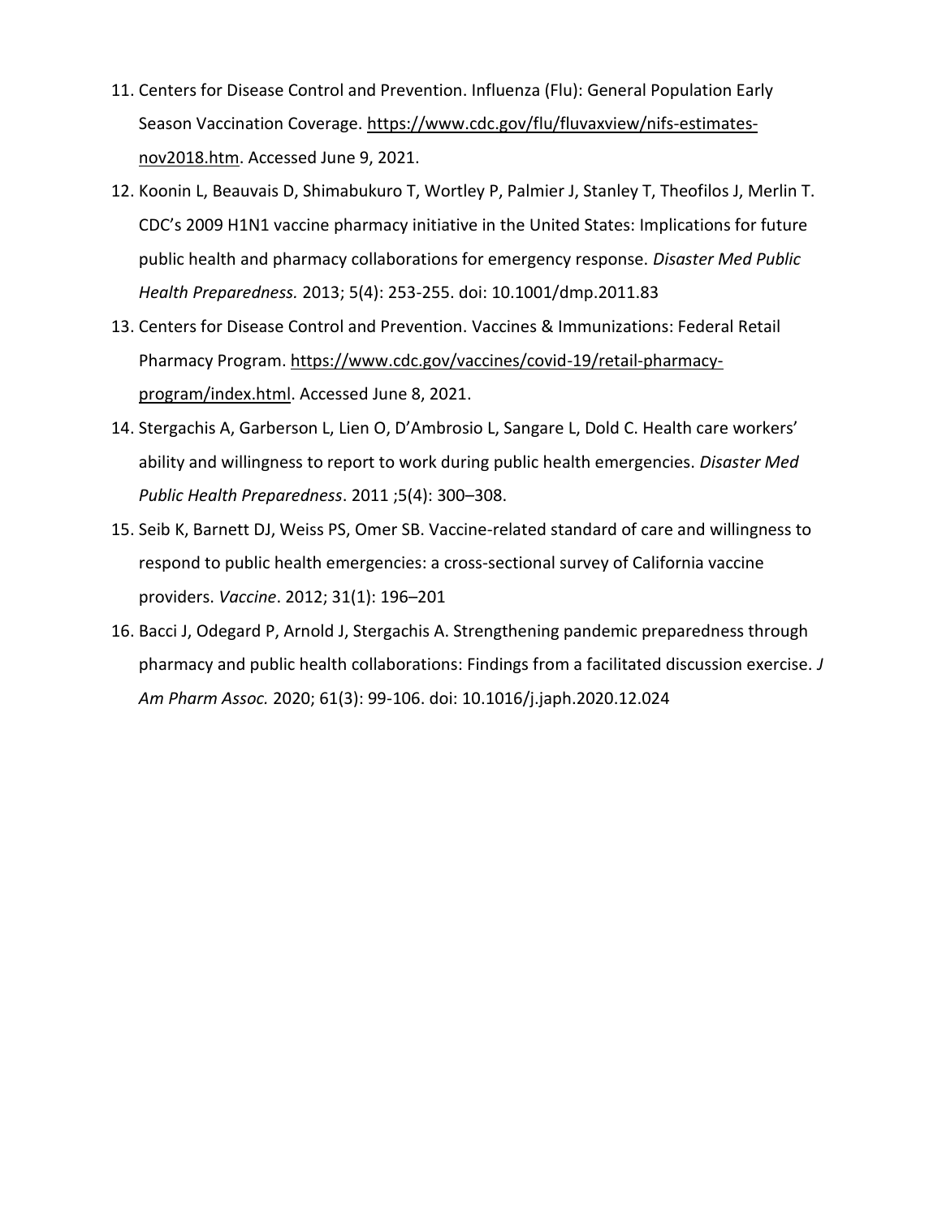11. Centers for Disease Control and Prevention. Influenza (Flu): General Population Early Season Vaccination Coverage. https://www.cdc.gov/flu/fluvaxview/nifs-estimates-nov2018.htm. Accessed June 9, 2021.
12. Koonin L, Beauvais D, Shimabukuro T, Wortley P, Palmier J, Stanley T, Theofilos J, Merlin T. CDC's 2009 H1N1 vaccine pharmacy initiative in the United States: Implications for future public health and pharmacy collaborations for emergency response. *Disaster Med Public Health Preparedness.* 2013; 5(4): 253-255. doi: 10.1001/dmp.2011.83
13. Centers for Disease Control and Prevention. Vaccines & Immunizations: Federal Retail Pharmacy Program. https://www.cdc.gov/vaccines/covid-19/retail-pharmacy-program/index.html. Accessed June 8, 2021.
14. Stergachis A, Garberson L, Lien O, D'Ambrosio L, Sangare L, Dold C. Health care workers' ability and willingness to report to work during public health emergencies. *Disaster Med Public Health Preparedness*. 2011 ;5(4): 300–308.
15. Seib K, Barnett DJ, Weiss PS, Omer SB. Vaccine-related standard of care and willingness to respond to public health emergencies: a cross-sectional survey of California vaccine providers. *Vaccine*. 2012; 31(1): 196–201
16. Bacci J, Odegard P, Arnold J, Stergachis A. Strengthening pandemic preparedness through pharmacy and public health collaborations: Findings from a facilitated discussion exercise. *J Am Pharm Assoc.* 2020; 61(3): 99-106. doi: 10.1016/j.japh.2020.12.024